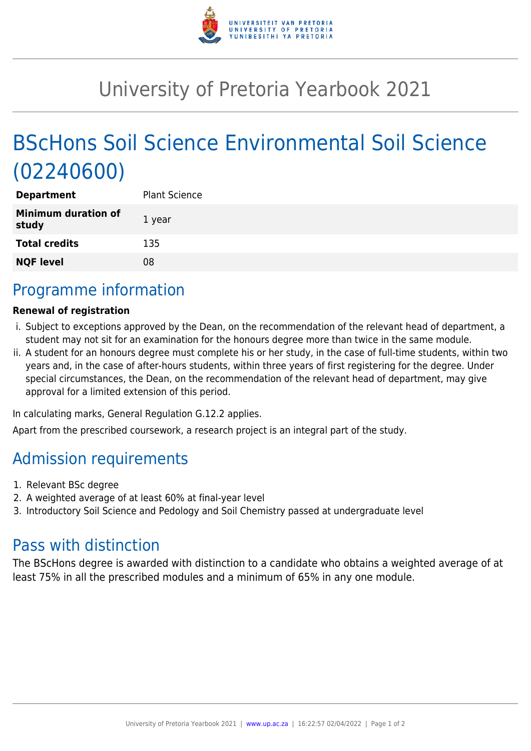# University of Pretoria Yearbook 2021

# BScHons Soil Science Environmental Soil Science (02240600)

| | |
|---|---|
| **Department** | Plant Science |
| **Minimum duration of study** | 1 year |
| **Total credits** | 135 |
| **NQF level** | 08 |

## Programme information

**Renewal of registration**

i. Subject to exceptions approved by the Dean, on the recommendation of the relevant head of department, a student may not sit for an examination for the honours degree more than twice in the same module.
ii. A student for an honours degree must complete his or her study, in the case of full-time students, within two years and, in the case of after-hours students, within three years of first registering for the degree. Under special circumstances, the Dean, on the recommendation of the relevant head of department, may give approval for a limited extension of this period.

In calculating marks, General Regulation G.12.2 applies.

Apart from the prescribed coursework, a research project is an integral part of the study.

## Admission requirements

1. Relevant BSc degree
2. A weighted average of at least 60% at final-year level
3. Introductory Soil Science and Pedology and Soil Chemistry passed at undergraduate level

## Pass with distinction

The BScHons degree is awarded with distinction to a candidate who obtains a weighted average of at least 75% in all the prescribed modules and a minimum of 65% in any one module.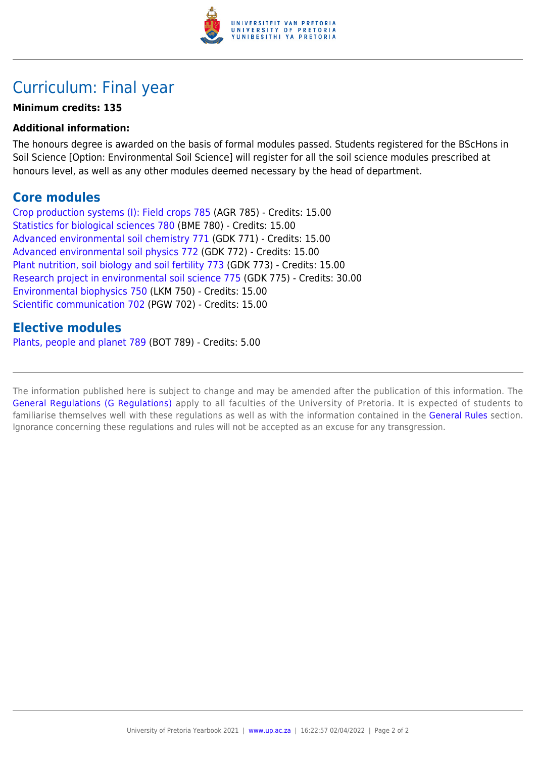# Curriculum: Final year

**Minimum credits: 135**

### Additional information:

The honours degree is awarded on the basis of formal modules passed. Students registered for the BScHons in Soil Science [Option: Environmental Soil Science] will register for all the soil science modules prescribed at honours level, as well as any other modules deemed necessary by the head of department.

## Core modules

Crop production systems (I): Field crops 785 (AGR 785) - Credits: 15.00
Statistics for biological sciences 780 (BME 780) - Credits: 15.00
Advanced environmental soil chemistry 771 (GDK 771) - Credits: 15.00
Advanced environmental soil physics 772 (GDK 772) - Credits: 15.00
Plant nutrition, soil biology and soil fertility 773 (GDK 773) - Credits: 15.00
Research project in environmental soil science 775 (GDK 775) - Credits: 30.00
Environmental biophysics 750 (LKM 750) - Credits: 15.00
Scientific communication 702 (PGW 702) - Credits: 15.00

## Elective modules

Plants, people and planet 789 (BOT 789) - Credits: 5.00

The information published here is subject to change and may be amended after the publication of this information. The General Regulations (G Regulations) apply to all faculties of the University of Pretoria. It is expected of students to familiarise themselves well with these regulations as well as with the information contained in the General Rules section. Ignorance concerning these regulations and rules will not be accepted as an excuse for any transgression.